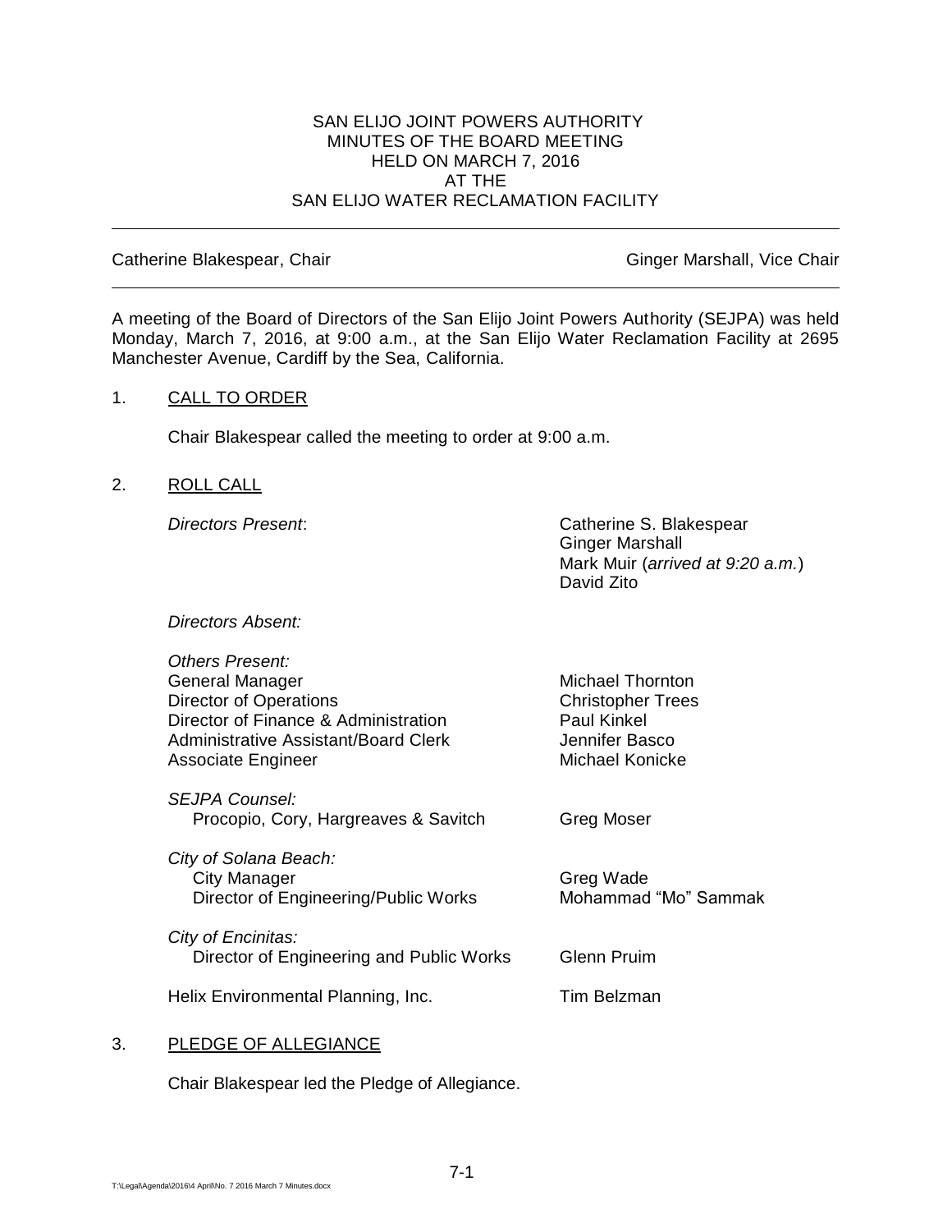# SAN ELIJO JOINT POWERS AUTHORITY
## MINUTES OF THE BOARD MEETING
## HELD ON MARCH 7, 2016
## AT THE
## SAN ELIJO WATER RECLAMATION FACILITY

---

Catherine Blakespear, Chair — Ginger Marshall, Vice Chair

---

A meeting of the Board of Directors of the San Elijo Joint Powers Authority (SEJPA) was held Monday, March 7, 2016, at 9:00 a.m., at the San Elijo Water Reclamation Facility at 2695 Manchester Avenue, Cardiff by the Sea, California.

1. CALL TO ORDER

   Chair Blakespear called the meeting to order at 9:00 a.m.

2. ROLL CALL

   *Directors Present*:
   - Catherine S. Blakespear
   - Ginger Marshall
   - Mark Muir (*arrived at 9:20 a.m.*)
   - David Zito

   *Directors Absent:*

   *Others Present:*

   | | |
   |---|---|
   | General Manager | Michael Thornton |
   | Director of Operations | Christopher Trees |
   | Director of Finance & Administration | Paul Kinkel |
   | Administrative Assistant/Board Clerk | Jennifer Basco |
   | Associate Engineer | Michael Konicke |
   | *SEJPA Counsel:* | |
   | Procopio, Cory, Hargreaves & Savitch | Greg Moser |
   | *City of Solana Beach:* | |
   | City Manager | Greg Wade |
   | Director of Engineering/Public Works | Mohammad "Mo" Sammak |
   | *City of Encinitas:* | |
   | Director of Engineering and Public Works | Glenn Pruim |
   | Helix Environmental Planning, Inc. | Tim Belzman |

3. PLEDGE OF ALLEGIANCE

   Chair Blakespear led the Pledge of Allegiance.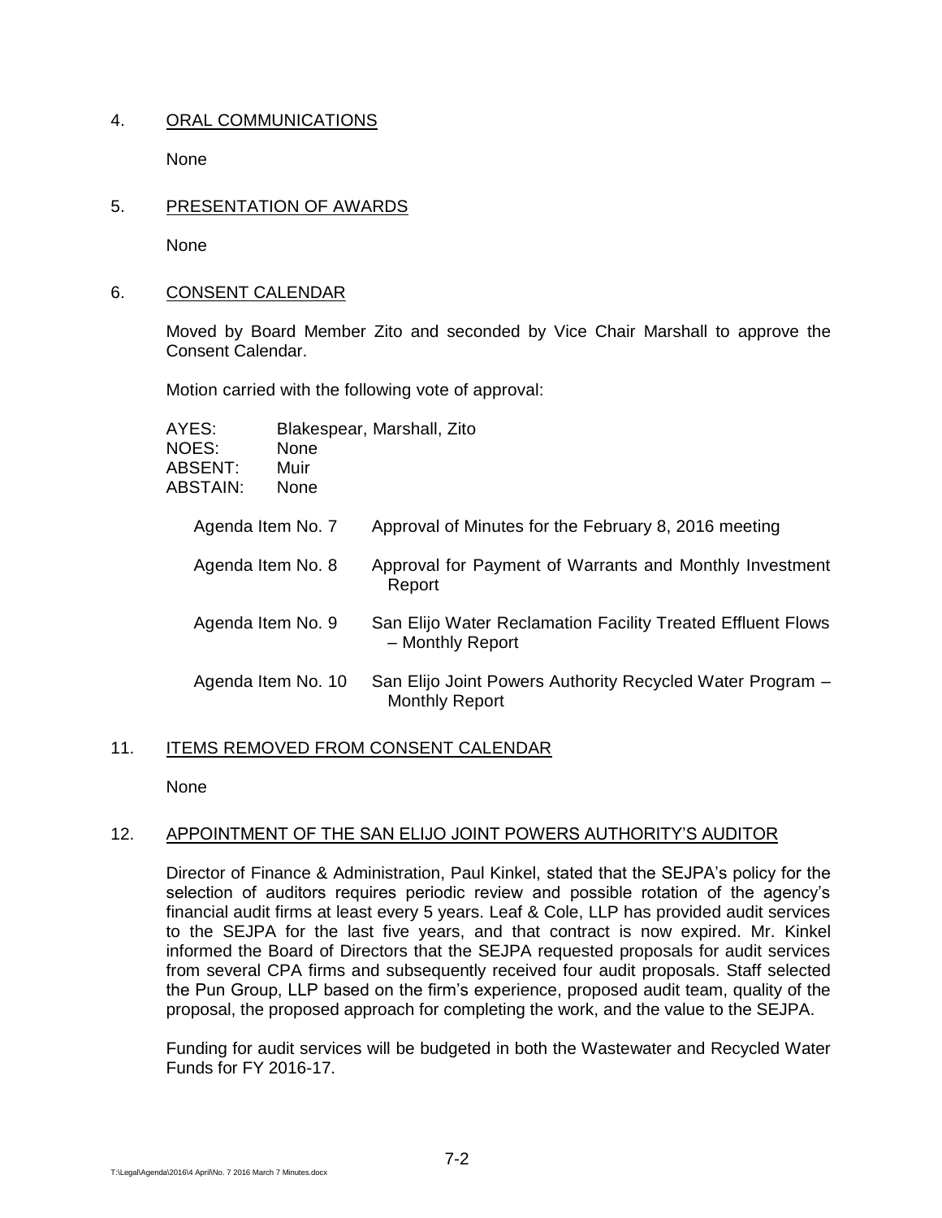## 4. ORAL COMMUNICATIONS

None

## 5. PRESENTATION OF AWARDS

None

## 6. CONSENT CALENDAR

Moved by Board Member Zito and seconded by Vice Chair Marshall to approve the Consent Calendar.

Motion carried with the following vote of approval:

AYES: Blakespear, Marshall, Zito
NOES: None
ABSENT: Muir
ABSTAIN: None

| | |
|---|---|
| Agenda Item No. 7 | Approval of Minutes for the February 8, 2016 meeting |
| Agenda Item No. 8 | Approval for Payment of Warrants and Monthly Investment Report |
| Agenda Item No. 9 | San Elijo Water Reclamation Facility Treated Effluent Flows – Monthly Report |
| Agenda Item No. 10 | San Elijo Joint Powers Authority Recycled Water Program – Monthly Report |

## 11. ITEMS REMOVED FROM CONSENT CALENDAR

None

## 12. APPOINTMENT OF THE SAN ELIJO JOINT POWERS AUTHORITY'S AUDITOR

Director of Finance & Administration, Paul Kinkel, stated that the SEJPA's policy for the selection of auditors requires periodic review and possible rotation of the agency's financial audit firms at least every 5 years. Leaf & Cole, LLP has provided audit services to the SEJPA for the last five years, and that contract is now expired. Mr. Kinkel informed the Board of Directors that the SEJPA requested proposals for audit services from several CPA firms and subsequently received four audit proposals. Staff selected the Pun Group, LLP based on the firm's experience, proposed audit team, quality of the proposal, the proposed approach for completing the work, and the value to the SEJPA.

Funding for audit services will be budgeted in both the Wastewater and Recycled Water Funds for FY 2016-17.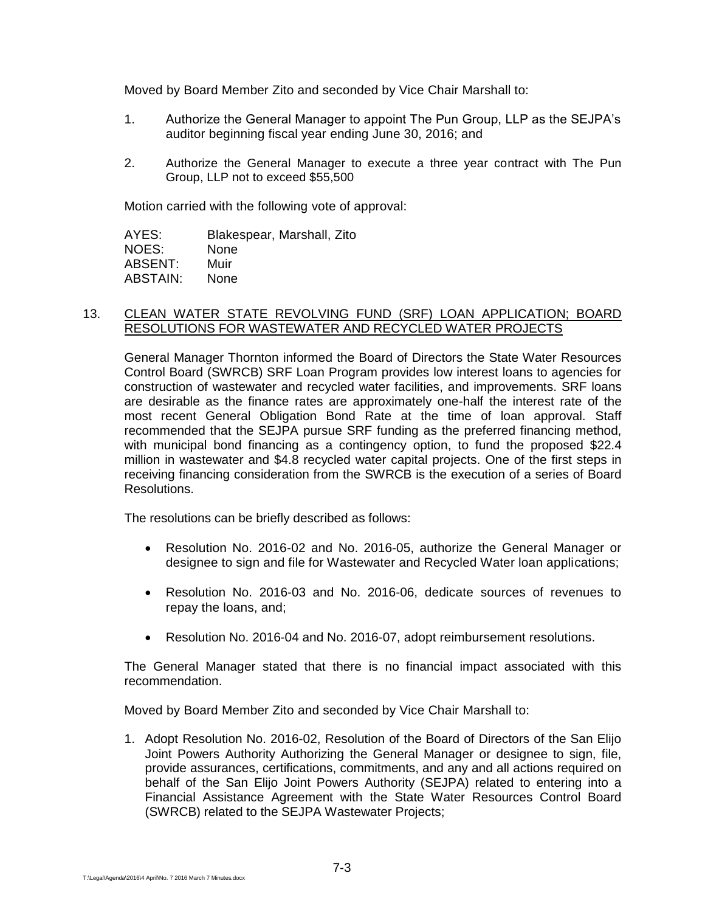Moved by Board Member Zito and seconded by Vice Chair Marshall to:

1. Authorize the General Manager to appoint The Pun Group, LLP as the SEJPA's auditor beginning fiscal year ending June 30, 2016; and

2. Authorize the General Manager to execute a three year contract with The Pun Group, LLP not to exceed $55,500

Motion carried with the following vote of approval:

| | |
|---|---|
| AYES: | Blakespear, Marshall, Zito |
| NOES: | None |
| ABSENT: | Muir |
| ABSTAIN: | None |

13. CLEAN WATER STATE REVOLVING FUND (SRF) LOAN APPLICATION; BOARD RESOLUTIONS FOR WASTEWATER AND RECYCLED WATER PROJECTS

General Manager Thornton informed the Board of Directors the State Water Resources Control Board (SWRCB) SRF Loan Program provides low interest loans to agencies for construction of wastewater and recycled water facilities, and improvements. SRF loans are desirable as the finance rates are approximately one-half the interest rate of the most recent General Obligation Bond Rate at the time of loan approval. Staff recommended that the SEJPA pursue SRF funding as the preferred financing method, with municipal bond financing as a contingency option, to fund the proposed $22.4 million in wastewater and $4.8 recycled water capital projects. One of the first steps in receiving financing consideration from the SWRCB is the execution of a series of Board Resolutions.

The resolutions can be briefly described as follows:

- Resolution No. 2016-02 and No. 2016-05, authorize the General Manager or designee to sign and file for Wastewater and Recycled Water loan applications;

- Resolution No. 2016-03 and No. 2016-06, dedicate sources of revenues to repay the loans, and;

- Resolution No. 2016-04 and No. 2016-07, adopt reimbursement resolutions.

The General Manager stated that there is no financial impact associated with this recommendation.

Moved by Board Member Zito and seconded by Vice Chair Marshall to:

1. Adopt Resolution No. 2016-02, Resolution of the Board of Directors of the San Elijo Joint Powers Authority Authorizing the General Manager or designee to sign, file, provide assurances, certifications, commitments, and any and all actions required on behalf of the San Elijo Joint Powers Authority (SEJPA) related to entering into a Financial Assistance Agreement with the State Water Resources Control Board (SWRCB) related to the SEJPA Wastewater Projects;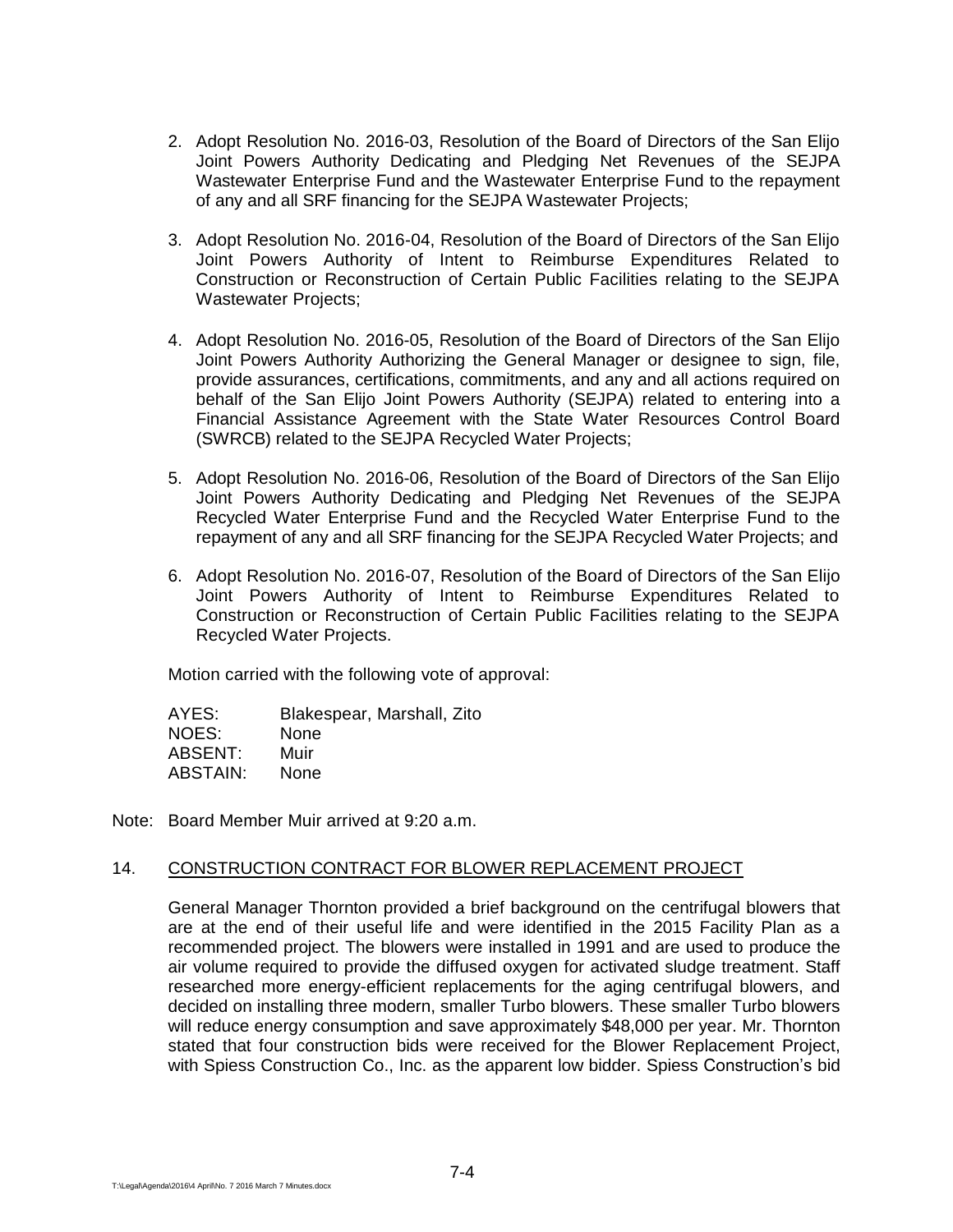2. Adopt Resolution No. 2016-03, Resolution of the Board of Directors of the San Elijo Joint Powers Authority Dedicating and Pledging Net Revenues of the SEJPA Wastewater Enterprise Fund and the Wastewater Enterprise Fund to the repayment of any and all SRF financing for the SEJPA Wastewater Projects;

3. Adopt Resolution No. 2016-04, Resolution of the Board of Directors of the San Elijo Joint Powers Authority of Intent to Reimburse Expenditures Related to Construction or Reconstruction of Certain Public Facilities relating to the SEJPA Wastewater Projects;

4. Adopt Resolution No. 2016-05, Resolution of the Board of Directors of the San Elijo Joint Powers Authority Authorizing the General Manager or designee to sign, file, provide assurances, certifications, commitments, and any and all actions required on behalf of the San Elijo Joint Powers Authority (SEJPA) related to entering into a Financial Assistance Agreement with the State Water Resources Control Board (SWRCB) related to the SEJPA Recycled Water Projects;

5. Adopt Resolution No. 2016-06, Resolution of the Board of Directors of the San Elijo Joint Powers Authority Dedicating and Pledging Net Revenues of the SEJPA Recycled Water Enterprise Fund and the Recycled Water Enterprise Fund to the repayment of any and all SRF financing for the SEJPA Recycled Water Projects; and

6. Adopt Resolution No. 2016-07, Resolution of the Board of Directors of the San Elijo Joint Powers Authority of Intent to Reimburse Expenditures Related to Construction or Reconstruction of Certain Public Facilities relating to the SEJPA Recycled Water Projects.

Motion carried with the following vote of approval:

AYES: Blakespear, Marshall, Zito
NOES: None
ABSENT: Muir
ABSTAIN: None

Note: Board Member Muir arrived at 9:20 a.m.

14. CONSTRUCTION CONTRACT FOR BLOWER REPLACEMENT PROJECT

General Manager Thornton provided a brief background on the centrifugal blowers that are at the end of their useful life and were identified in the 2015 Facility Plan as a recommended project. The blowers were installed in 1991 and are used to produce the air volume required to provide the diffused oxygen for activated sludge treatment. Staff researched more energy-efficient replacements for the aging centrifugal blowers, and decided on installing three modern, smaller Turbo blowers. These smaller Turbo blowers will reduce energy consumption and save approximately $48,000 per year. Mr. Thornton stated that four construction bids were received for the Blower Replacement Project, with Spiess Construction Co., Inc. as the apparent low bidder. Spiess Construction's bid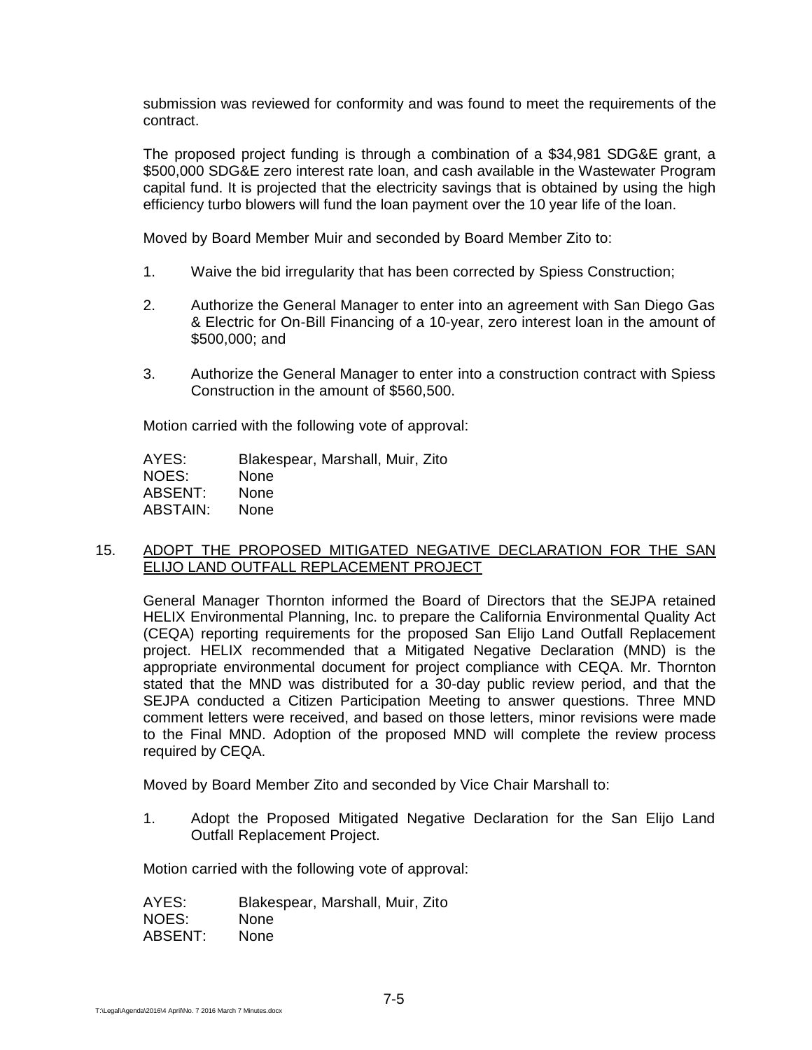submission was reviewed for conformity and was found to meet the requirements of the contract.

The proposed project funding is through a combination of a $34,981 SDG&E grant, a $500,000 SDG&E zero interest rate loan, and cash available in the Wastewater Program capital fund. It is projected that the electricity savings that is obtained by using the high efficiency turbo blowers will fund the loan payment over the 10 year life of the loan.

Moved by Board Member Muir and seconded by Board Member Zito to:

1. Waive the bid irregularity that has been corrected by Spiess Construction;

2. Authorize the General Manager to enter into an agreement with San Diego Gas & Electric for On-Bill Financing of a 10-year, zero interest loan in the amount of $500,000; and

3. Authorize the General Manager to enter into a construction contract with Spiess Construction in the amount of $560,500.

Motion carried with the following vote of approval:

AYES: Blakespear, Marshall, Muir, Zito
NOES: None
ABSENT: None
ABSTAIN: None

15. ADOPT THE PROPOSED MITIGATED NEGATIVE DECLARATION FOR THE SAN ELIJO LAND OUTFALL REPLACEMENT PROJECT

General Manager Thornton informed the Board of Directors that the SEJPA retained HELIX Environmental Planning, Inc. to prepare the California Environmental Quality Act (CEQA) reporting requirements for the proposed San Elijo Land Outfall Replacement project. HELIX recommended that a Mitigated Negative Declaration (MND) is the appropriate environmental document for project compliance with CEQA. Mr. Thornton stated that the MND was distributed for a 30-day public review period, and that the SEJPA conducted a Citizen Participation Meeting to answer questions. Three MND comment letters were received, and based on those letters, minor revisions were made to the Final MND. Adoption of the proposed MND will complete the review process required by CEQA.

Moved by Board Member Zito and seconded by Vice Chair Marshall to:

1. Adopt the Proposed Mitigated Negative Declaration for the San Elijo Land Outfall Replacement Project.

Motion carried with the following vote of approval:

AYES: Blakespear, Marshall, Muir, Zito
NOES: None
ABSENT: None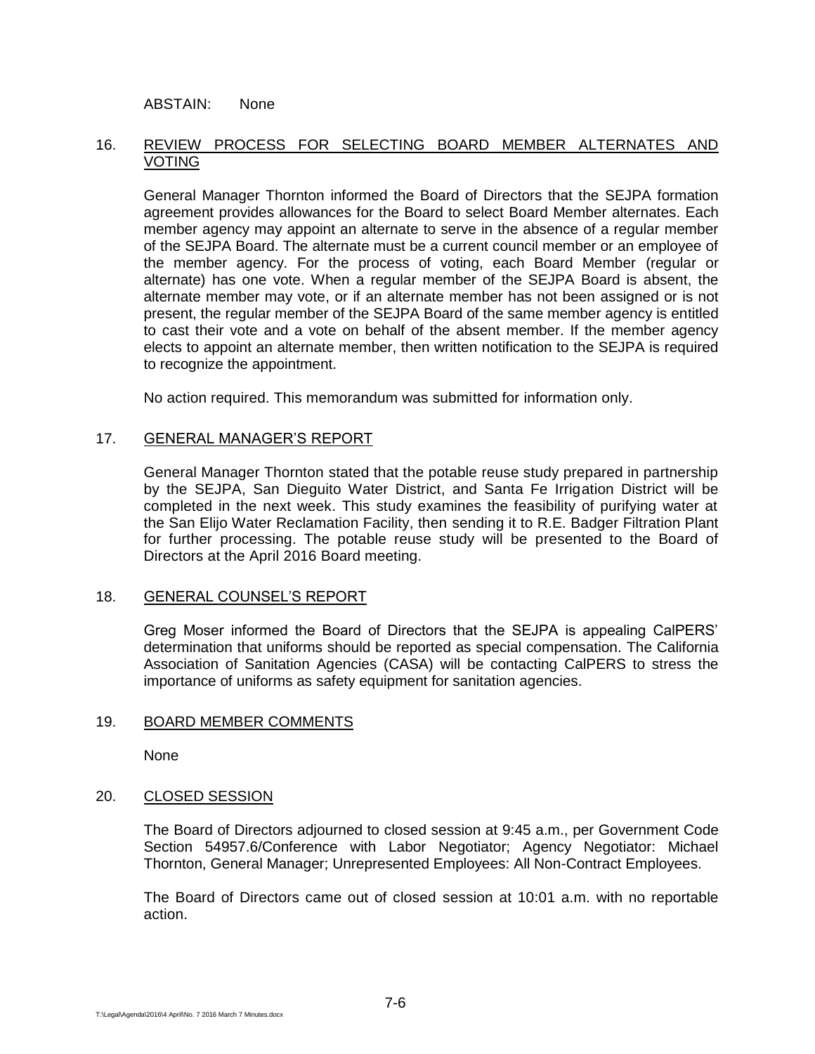ABSTAIN: None

16. REVIEW PROCESS FOR SELECTING BOARD MEMBER ALTERNATES AND VOTING

General Manager Thornton informed the Board of Directors that the SEJPA formation agreement provides allowances for the Board to select Board Member alternates. Each member agency may appoint an alternate to serve in the absence of a regular member of the SEJPA Board. The alternate must be a current council member or an employee of the member agency. For the process of voting, each Board Member (regular or alternate) has one vote. When a regular member of the SEJPA Board is absent, the alternate member may vote, or if an alternate member has not been assigned or is not present, the regular member of the SEJPA Board of the same member agency is entitled to cast their vote and a vote on behalf of the absent member. If the member agency elects to appoint an alternate member, then written notification to the SEJPA is required to recognize the appointment.

No action required. This memorandum was submitted for information only.

17. GENERAL MANAGER'S REPORT

General Manager Thornton stated that the potable reuse study prepared in partnership by the SEJPA, San Dieguito Water District, and Santa Fe Irrigation District will be completed in the next week. This study examines the feasibility of purifying water at the San Elijo Water Reclamation Facility, then sending it to R.E. Badger Filtration Plant for further processing. The potable reuse study will be presented to the Board of Directors at the April 2016 Board meeting.

18. GENERAL COUNSEL'S REPORT

Greg Moser informed the Board of Directors that the SEJPA is appealing CalPERS' determination that uniforms should be reported as special compensation. The California Association of Sanitation Agencies (CASA) will be contacting CalPERS to stress the importance of uniforms as safety equipment for sanitation agencies.

19. BOARD MEMBER COMMENTS

None

20. CLOSED SESSION

The Board of Directors adjourned to closed session at 9:45 a.m., per Government Code Section 54957.6/Conference with Labor Negotiator; Agency Negotiator: Michael Thornton, General Manager; Unrepresented Employees: All Non-Contract Employees.

The Board of Directors came out of closed session at 10:01 a.m. with no reportable action.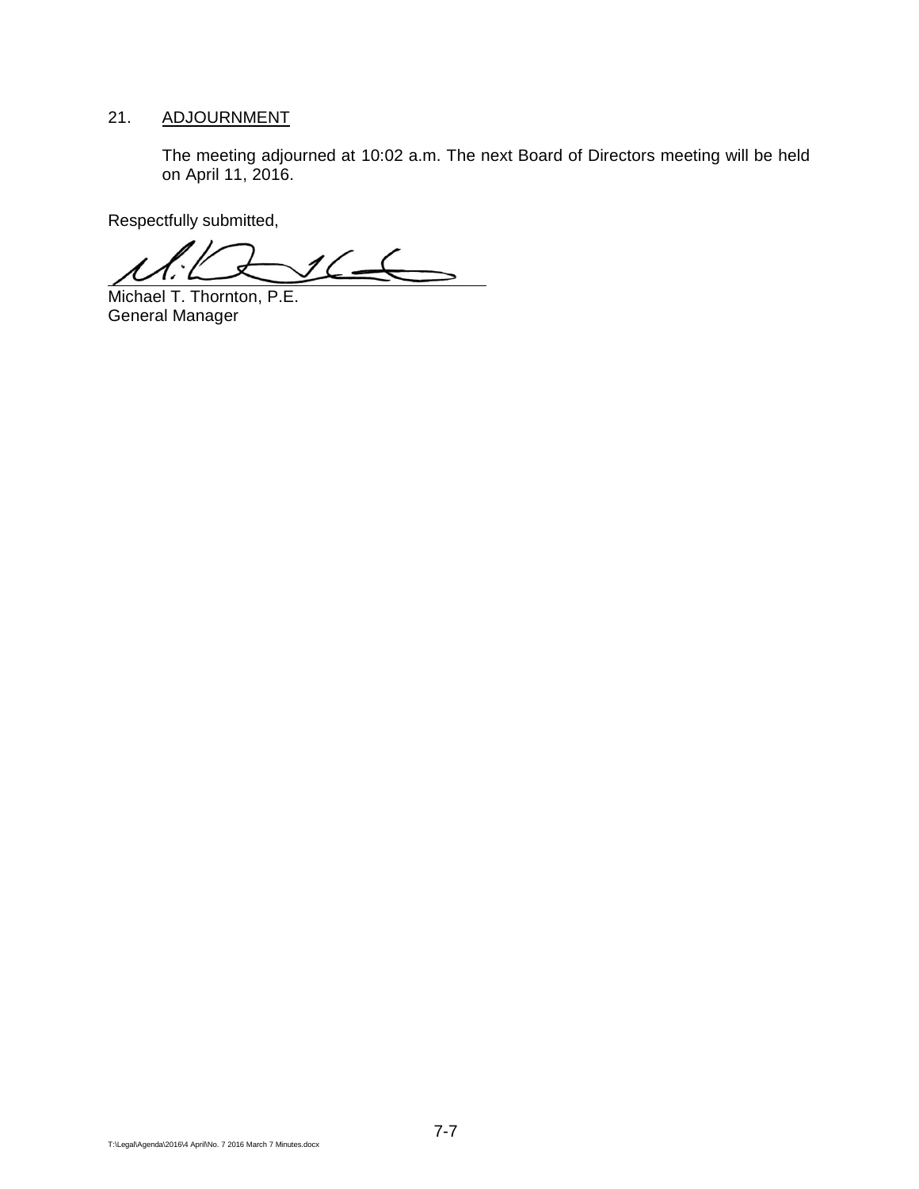21. ADJOURNMENT

The meeting adjourned at 10:02 a.m. The next Board of Directors meeting will be held on April 11, 2016.

Respectfully submitted,

Michael T. Thornton, P.E.
General Manager

T:\Legal\Agenda\2016\4 April\No. 7 2016 March 7 Minutes.docx